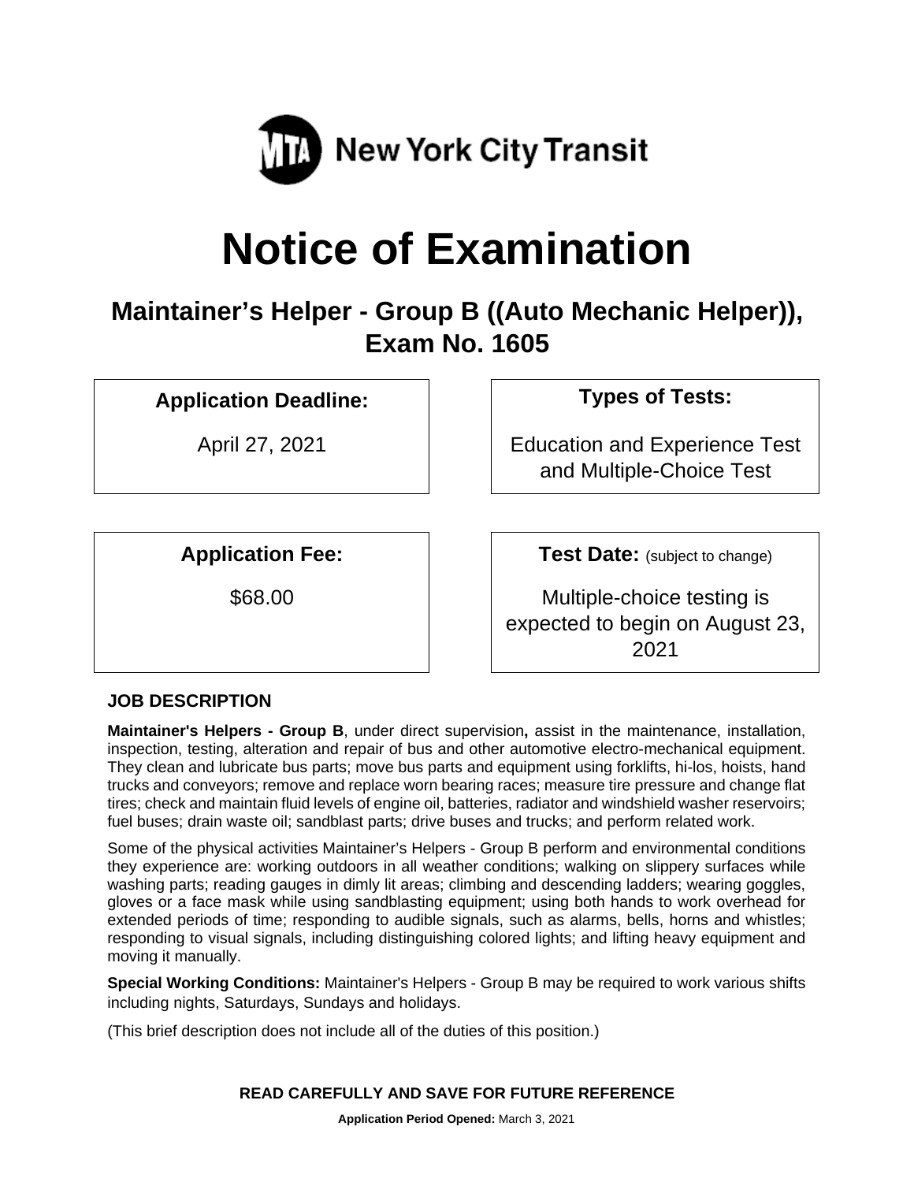New York City Transit

# Notice of Examination

## Maintainer's Helper - Group B ((Auto Mechanic Helper)), Exam No. 1605

**Application Deadline:**

April 27, 2021

**Types of Tests:**

Education and Experience Test and Multiple-Choice Test

**Application Fee:**

$68.00

**Test Date:** (subject to change)

Multiple-choice testing is expected to begin on August 23, 2021

### JOB DESCRIPTION

**Maintainer's Helpers - Group B**, under direct supervision**,** assist in the maintenance, installation, inspection, testing, alteration and repair of bus and other automotive electro-mechanical equipment. They clean and lubricate bus parts; move bus parts and equipment using forklifts, hi-los, hoists, hand trucks and conveyors; remove and replace worn bearing races; measure tire pressure and change flat tires; check and maintain fluid levels of engine oil, batteries, radiator and windshield washer reservoirs; fuel buses; drain waste oil; sandblast parts; drive buses and trucks; and perform related work.

Some of the physical activities Maintainer's Helpers - Group B perform and environmental conditions they experience are: working outdoors in all weather conditions; walking on slippery surfaces while washing parts; reading gauges in dimly lit areas; climbing and descending ladders; wearing goggles, gloves or a face mask while using sandblasting equipment; using both hands to work overhead for extended periods of time; responding to audible signals, such as alarms, bells, horns and whistles; responding to visual signals, including distinguishing colored lights; and lifting heavy equipment and moving it manually.

**Special Working Conditions:** Maintainer's Helpers - Group B may be required to work various shifts including nights, Saturdays, Sundays and holidays.

(This brief description does not include all of the duties of this position.)

**READ CAREFULLY AND SAVE FOR FUTURE REFERENCE**

**Application Period Opened:** March 3, 2021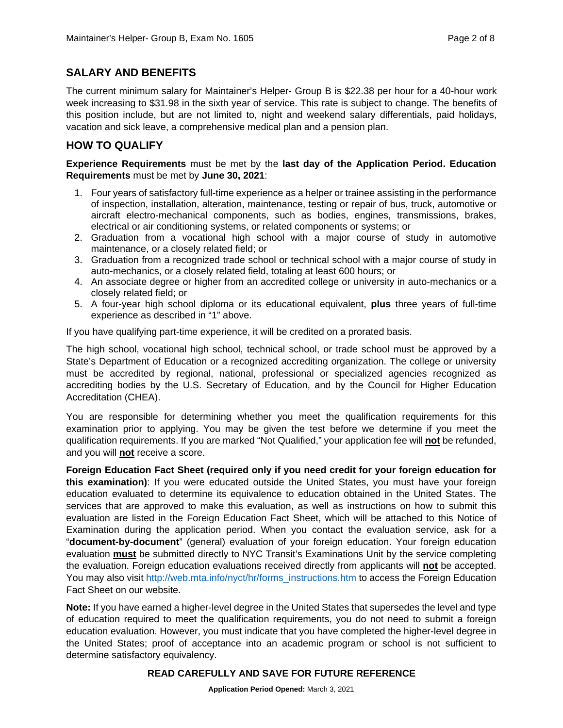## SALARY AND BENEFITS

The current minimum salary for Maintainer's Helper- Group B is $22.38 per hour for a 40-hour work week increasing to $31.98 in the sixth year of service. This rate is subject to change. The benefits of this position include, but are not limited to, night and weekend salary differentials, paid holidays, vacation and sick leave, a comprehensive medical plan and a pension plan.

## HOW TO QUALIFY

**Experience Requirements** must be met by the **last day of the Application Period. Education Requirements** must be met by **June 30, 2021**:

1. Four years of satisfactory full-time experience as a helper or trainee assisting in the performance of inspection, installation, alteration, maintenance, testing or repair of bus, truck, automotive or aircraft electro-mechanical components, such as bodies, engines, transmissions, brakes, electrical or air conditioning systems, or related components or systems; or
2. Graduation from a vocational high school with a major course of study in automotive maintenance, or a closely related field; or
3. Graduation from a recognized trade school or technical school with a major course of study in auto-mechanics, or a closely related field, totaling at least 600 hours; or
4. An associate degree or higher from an accredited college or university in auto-mechanics or a closely related field; or
5. A four-year high school diploma or its educational equivalent, **plus** three years of full-time experience as described in "1" above.

If you have qualifying part-time experience, it will be credited on a prorated basis.

The high school, vocational high school, technical school, or trade school must be approved by a State's Department of Education or a recognized accrediting organization. The college or university must be accredited by regional, national, professional or specialized agencies recognized as accrediting bodies by the U.S. Secretary of Education, and by the Council for Higher Education Accreditation (CHEA).

You are responsible for determining whether you meet the qualification requirements for this examination prior to applying. You may be given the test before we determine if you meet the qualification requirements. If you are marked "Not Qualified," your application fee will **not** be refunded, and you will **not** receive a score.

**Foreign Education Fact Sheet (required only if you need credit for your foreign education for this examination)**: If you were educated outside the United States, you must have your foreign education evaluated to determine its equivalence to education obtained in the United States. The services that are approved to make this evaluation, as well as instructions on how to submit this evaluation are listed in the Foreign Education Fact Sheet, which will be attached to this Notice of Examination during the application period. When you contact the evaluation service, ask for a "**document-by-document**" (general) evaluation of your foreign education. Your foreign education evaluation **must** be submitted directly to NYC Transit's Examinations Unit by the service completing the evaluation. Foreign education evaluations received directly from applicants will **not** be accepted. You may also visit http://web.mta.info/nyct/hr/forms_instructions.htm to access the Foreign Education Fact Sheet on our website.

**Note:** If you have earned a higher-level degree in the United States that supersedes the level and type of education required to meet the qualification requirements, you do not need to submit a foreign education evaluation. However, you must indicate that you have completed the higher-level degree in the United States; proof of acceptance into an academic program or school is not sufficient to determine satisfactory equivalency.

**READ CAREFULLY AND SAVE FOR FUTURE REFERENCE**

**Application Period Opened:** March 3, 2021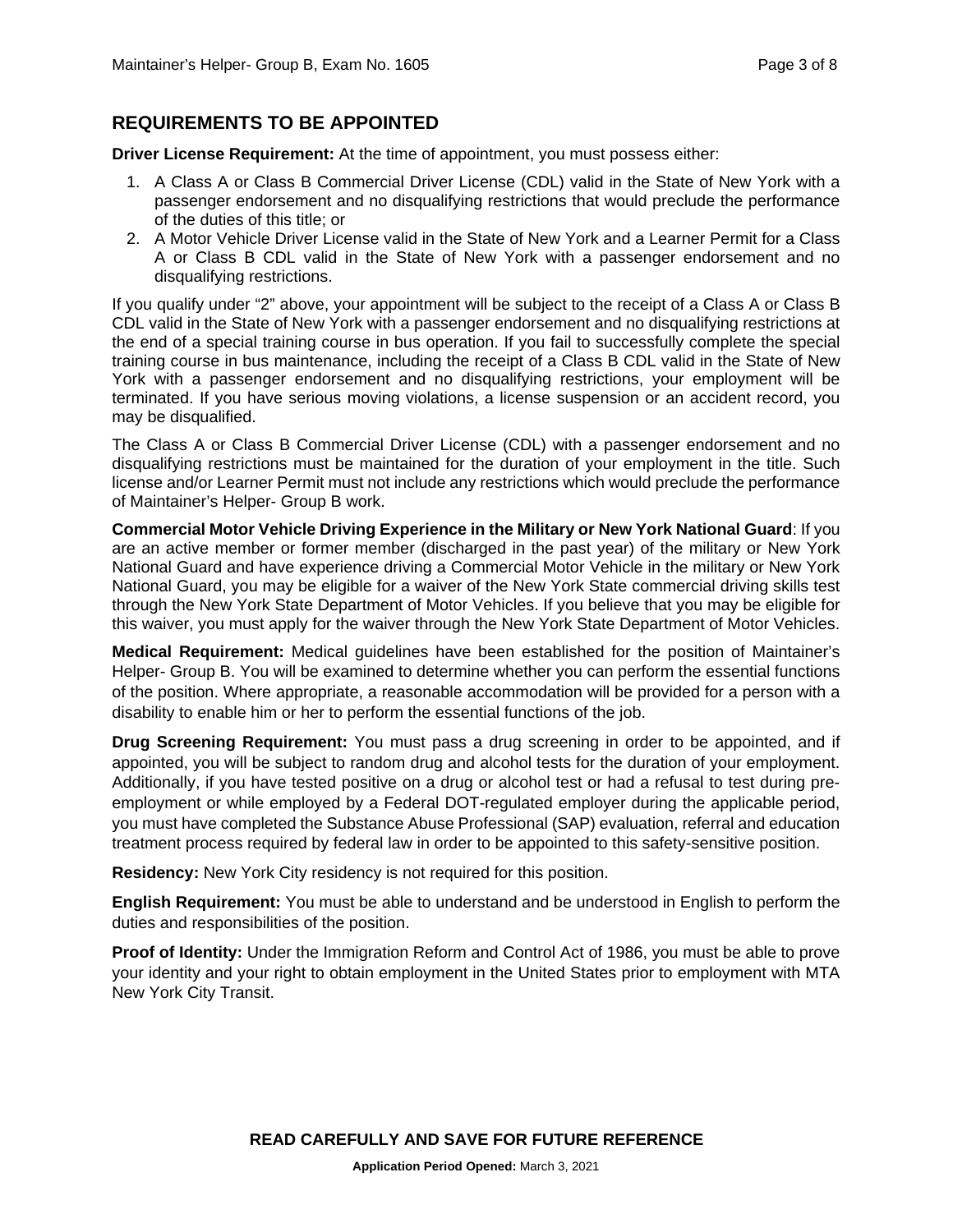## REQUIREMENTS TO BE APPOINTED

**Driver License Requirement:** At the time of appointment, you must possess either:

1. A Class A or Class B Commercial Driver License (CDL) valid in the State of New York with a passenger endorsement and no disqualifying restrictions that would preclude the performance of the duties of this title; or
2. A Motor Vehicle Driver License valid in the State of New York and a Learner Permit for a Class A or Class B CDL valid in the State of New York with a passenger endorsement and no disqualifying restrictions.

If you qualify under "2" above, your appointment will be subject to the receipt of a Class A or Class B CDL valid in the State of New York with a passenger endorsement and no disqualifying restrictions at the end of a special training course in bus operation. If you fail to successfully complete the special training course in bus maintenance, including the receipt of a Class B CDL valid in the State of New York with a passenger endorsement and no disqualifying restrictions, your employment will be terminated. If you have serious moving violations, a license suspension or an accident record, you may be disqualified.

The Class A or Class B Commercial Driver License (CDL) with a passenger endorsement and no disqualifying restrictions must be maintained for the duration of your employment in the title. Such license and/or Learner Permit must not include any restrictions which would preclude the performance of Maintainer's Helper- Group B work.

**Commercial Motor Vehicle Driving Experience in the Military or New York National Guard**: If you are an active member or former member (discharged in the past year) of the military or New York National Guard and have experience driving a Commercial Motor Vehicle in the military or New York National Guard, you may be eligible for a waiver of the New York State commercial driving skills test through the New York State Department of Motor Vehicles. If you believe that you may be eligible for this waiver, you must apply for the waiver through the New York State Department of Motor Vehicles.

**Medical Requirement:** Medical guidelines have been established for the position of Maintainer's Helper- Group B. You will be examined to determine whether you can perform the essential functions of the position. Where appropriate, a reasonable accommodation will be provided for a person with a disability to enable him or her to perform the essential functions of the job.

**Drug Screening Requirement:** You must pass a drug screening in order to be appointed, and if appointed, you will be subject to random drug and alcohol tests for the duration of your employment. Additionally, if you have tested positive on a drug or alcohol test or had a refusal to test during pre-employment or while employed by a Federal DOT-regulated employer during the applicable period, you must have completed the Substance Abuse Professional (SAP) evaluation, referral and education treatment process required by federal law in order to be appointed to this safety-sensitive position.

**Residency:** New York City residency is not required for this position.

**English Requirement:** You must be able to understand and be understood in English to perform the duties and responsibilities of the position.

**Proof of Identity:** Under the Immigration Reform and Control Act of 1986, you must be able to prove your identity and your right to obtain employment in the United States prior to employment with MTA New York City Transit.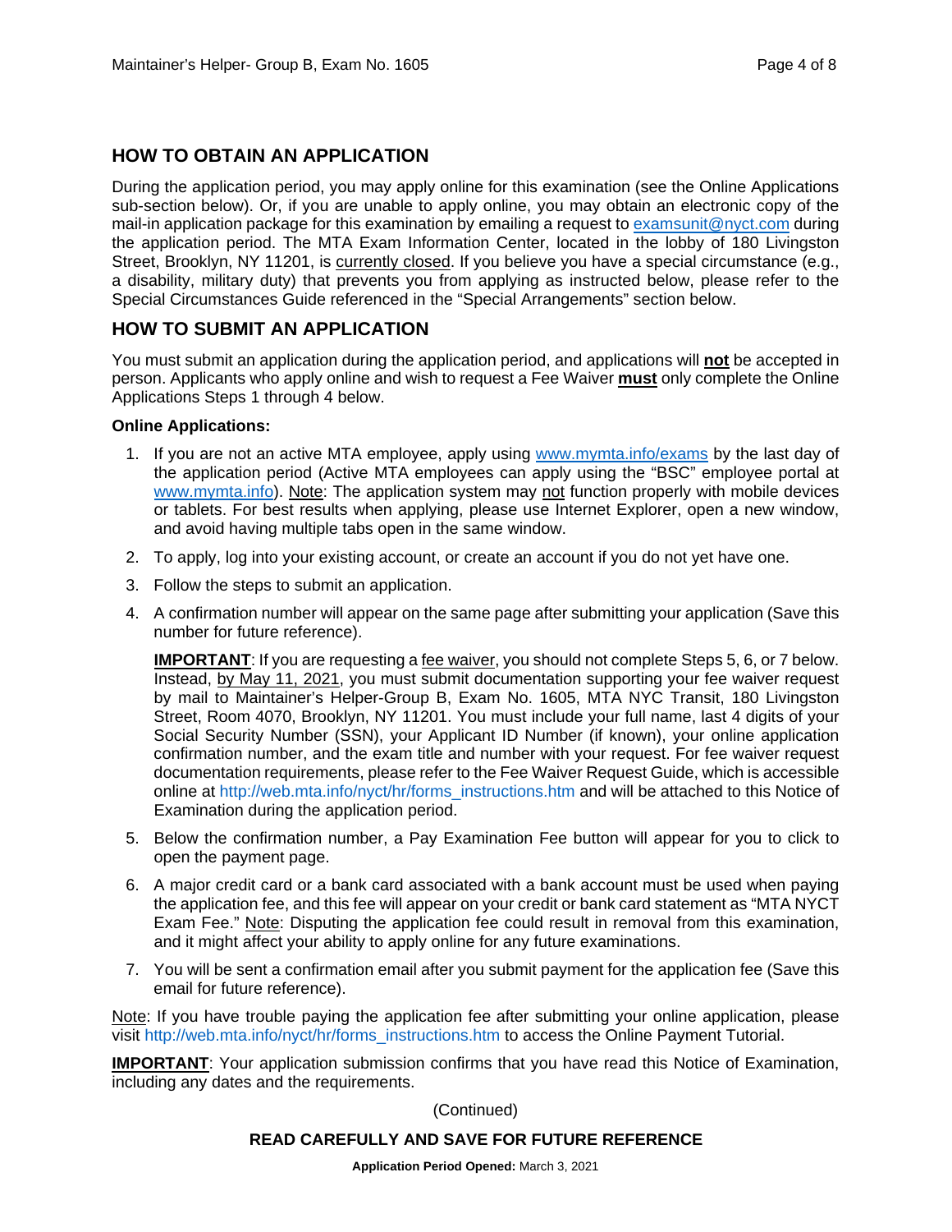## HOW TO OBTAIN AN APPLICATION

During the application period, you may apply online for this examination (see the Online Applications sub-section below). Or, if you are unable to apply online, you may obtain an electronic copy of the mail-in application package for this examination by emailing a request to examsunit@nyct.com during the application period. The MTA Exam Information Center, located in the lobby of 180 Livingston Street, Brooklyn, NY 11201, is currently closed. If you believe you have a special circumstance (e.g., a disability, military duty) that prevents you from applying as instructed below, please refer to the Special Circumstances Guide referenced in the "Special Arrangements" section below.

## HOW TO SUBMIT AN APPLICATION

You must submit an application during the application period, and applications will **not** be accepted in person. Applicants who apply online and wish to request a Fee Waiver **must** only complete the Online Applications Steps 1 through 4 below.

**Online Applications:**

1. If you are not an active MTA employee, apply using www.mymta.info/exams by the last day of the application period (Active MTA employees can apply using the "BSC" employee portal at www.mymta.info). Note: The application system may not function properly with mobile devices or tablets. For best results when applying, please use Internet Explorer, open a new window, and avoid having multiple tabs open in the same window.
2. To apply, log into your existing account, or create an account if you do not yet have one.
3. Follow the steps to submit an application.
4. A confirmation number will appear on the same page after submitting your application (Save this number for future reference).

   **IMPORTANT**: If you are requesting a fee waiver, you should not complete Steps 5, 6, or 7 below. Instead, by May 11, 2021, you must submit documentation supporting your fee waiver request by mail to Maintainer's Helper-Group B, Exam No. 1605, MTA NYC Transit, 180 Livingston Street, Room 4070, Brooklyn, NY 11201. You must include your full name, last 4 digits of your Social Security Number (SSN), your Applicant ID Number (if known), your online application confirmation number, and the exam title and number with your request. For fee waiver request documentation requirements, please refer to the Fee Waiver Request Guide, which is accessible online at http://web.mta.info/nyct/hr/forms_instructions.htm and will be attached to this Notice of Examination during the application period.

5. Below the confirmation number, a Pay Examination Fee button will appear for you to click to open the payment page.
6. A major credit card or a bank card associated with a bank account must be used when paying the application fee, and this fee will appear on your credit or bank card statement as "MTA NYCT Exam Fee." Note: Disputing the application fee could result in removal from this examination, and it might affect your ability to apply online for any future examinations.
7. You will be sent a confirmation email after you submit payment for the application fee (Save this email for future reference).

Note: If you have trouble paying the application fee after submitting your online application, please visit http://web.mta.info/nyct/hr/forms_instructions.htm to access the Online Payment Tutorial.

**IMPORTANT**: Your application submission confirms that you have read this Notice of Examination, including any dates and the requirements.

(Continued)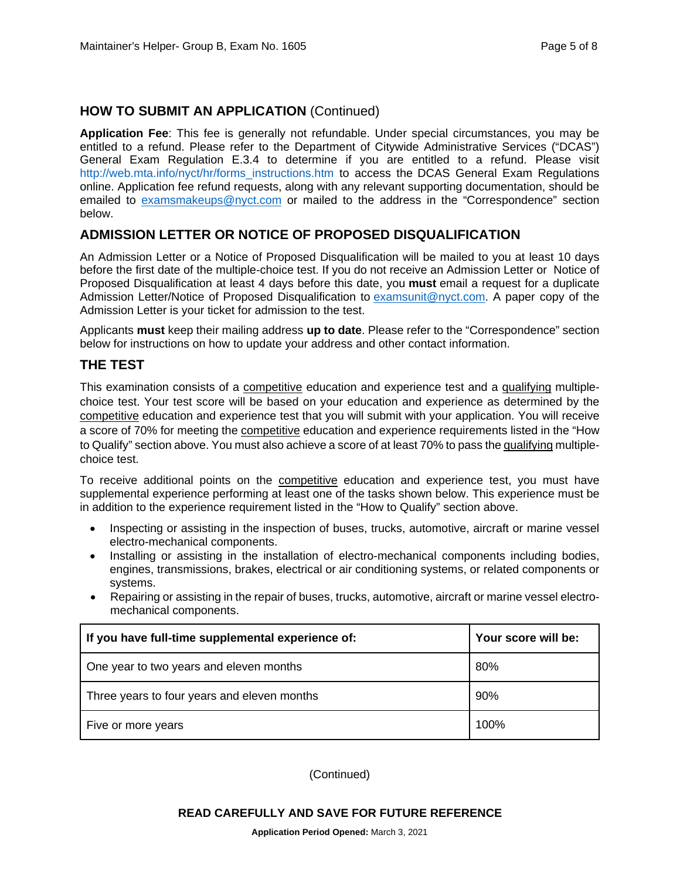## HOW TO SUBMIT AN APPLICATION (Continued)

**Application Fee**: This fee is generally not refundable. Under special circumstances, you may be entitled to a refund. Please refer to the Department of Citywide Administrative Services ("DCAS") General Exam Regulation E.3.4 to determine if you are entitled to a refund. Please visit http://web.mta.info/nyct/hr/forms_instructions.htm to access the DCAS General Exam Regulations online. Application fee refund requests, along with any relevant supporting documentation, should be emailed to examsmakeups@nyct.com or mailed to the address in the "Correspondence" section below.

## ADMISSION LETTER OR NOTICE OF PROPOSED DISQUALIFICATION

An Admission Letter or a Notice of Proposed Disqualification will be mailed to you at least 10 days before the first date of the multiple-choice test. If you do not receive an Admission Letter or Notice of Proposed Disqualification at least 4 days before this date, you **must** email a request for a duplicate Admission Letter/Notice of Proposed Disqualification to examsunit@nyct.com. A paper copy of the Admission Letter is your ticket for admission to the test.

Applicants **must** keep their mailing address **up to date**. Please refer to the "Correspondence" section below for instructions on how to update your address and other contact information.

## THE TEST

This examination consists of a competitive education and experience test and a qualifying multiple-choice test. Your test score will be based on your education and experience as determined by the competitive education and experience test that you will submit with your application. You will receive a score of 70% for meeting the competitive education and experience requirements listed in the "How to Qualify" section above. You must also achieve a score of at least 70% to pass the qualifying multiple-choice test.

To receive additional points on the competitive education and experience test, you must have supplemental experience performing at least one of the tasks shown below. This experience must be in addition to the experience requirement listed in the "How to Qualify" section above.

- Inspecting or assisting in the inspection of buses, trucks, automotive, aircraft or marine vessel electro-mechanical components.
- Installing or assisting in the installation of electro-mechanical components including bodies, engines, transmissions, brakes, electrical or air conditioning systems, or related components or systems.
- Repairing or assisting in the repair of buses, trucks, automotive, aircraft or marine vessel electro-mechanical components.

| If you have full-time supplemental experience of: | Your score will be: |
|---|---|
| One year to two years and eleven months | 80% |
| Three years to four years and eleven months | 90% |
| Five or more years | 100% |

(Continued)

**READ CAREFULLY AND SAVE FOR FUTURE REFERENCE**

**Application Period Opened:** March 3, 2021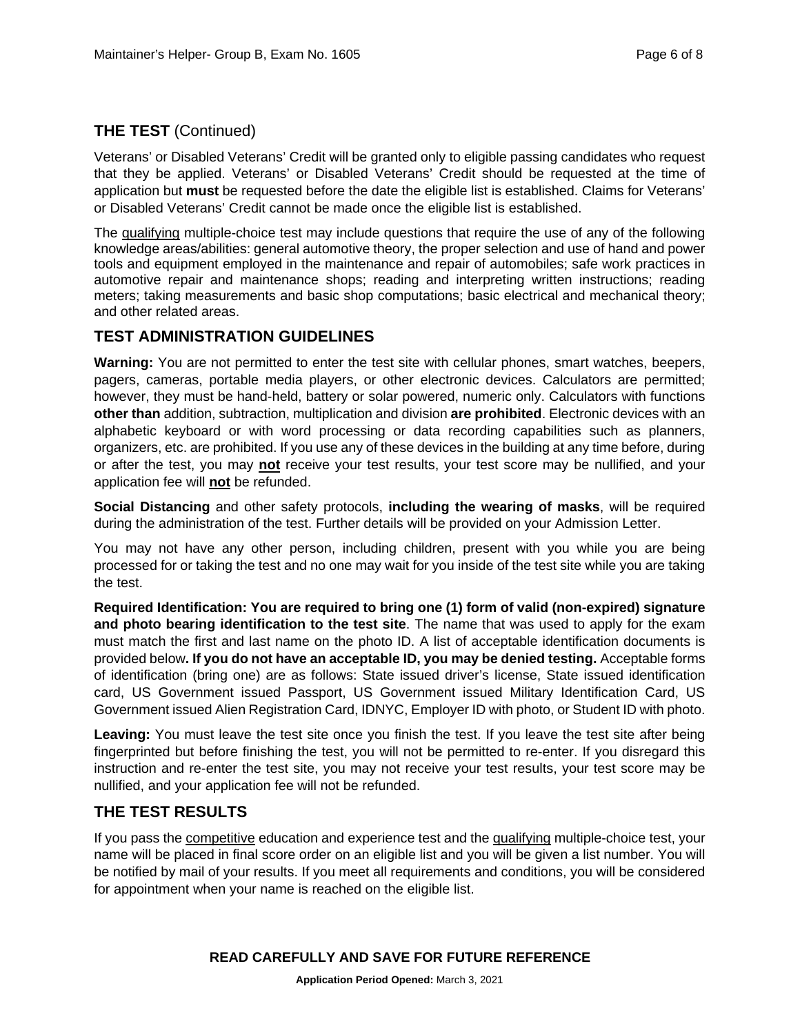## THE TEST (Continued)

Veterans' or Disabled Veterans' Credit will be granted only to eligible passing candidates who request that they be applied. Veterans' or Disabled Veterans' Credit should be requested at the time of application but **must** be requested before the date the eligible list is established. Claims for Veterans' or Disabled Veterans' Credit cannot be made once the eligible list is established.

The qualifying multiple-choice test may include questions that require the use of any of the following knowledge areas/abilities: general automotive theory, the proper selection and use of hand and power tools and equipment employed in the maintenance and repair of automobiles; safe work practices in automotive repair and maintenance shops; reading and interpreting written instructions; reading meters; taking measurements and basic shop computations; basic electrical and mechanical theory; and other related areas.

## TEST ADMINISTRATION GUIDELINES

**Warning:** You are not permitted to enter the test site with cellular phones, smart watches, beepers, pagers, cameras, portable media players, or other electronic devices. Calculators are permitted; however, they must be hand-held, battery or solar powered, numeric only. Calculators with functions **other than** addition, subtraction, multiplication and division **are prohibited**. Electronic devices with an alphabetic keyboard or with word processing or data recording capabilities such as planners, organizers, etc. are prohibited. If you use any of these devices in the building at any time before, during or after the test, you may **not** receive your test results, your test score may be nullified, and your application fee will **not** be refunded.

**Social Distancing** and other safety protocols, **including the wearing of masks**, will be required during the administration of the test. Further details will be provided on your Admission Letter.

You may not have any other person, including children, present with you while you are being processed for or taking the test and no one may wait for you inside of the test site while you are taking the test.

**Required Identification: You are required to bring one (1) form of valid (non-expired) signature and photo bearing identification to the test site**. The name that was used to apply for the exam must match the first and last name on the photo ID. A list of acceptable identification documents is provided below**. If you do not have an acceptable ID, you may be denied testing.** Acceptable forms of identification (bring one) are as follows: State issued driver's license, State issued identification card, US Government issued Passport, US Government issued Military Identification Card, US Government issued Alien Registration Card, IDNYC, Employer ID with photo, or Student ID with photo.

**Leaving:** You must leave the test site once you finish the test. If you leave the test site after being fingerprinted but before finishing the test, you will not be permitted to re-enter. If you disregard this instruction and re-enter the test site, you may not receive your test results, your test score may be nullified, and your application fee will not be refunded.

## THE TEST RESULTS

If you pass the competitive education and experience test and the qualifying multiple-choice test, your name will be placed in final score order on an eligible list and you will be given a list number. You will be notified by mail of your results. If you meet all requirements and conditions, you will be considered for appointment when your name is reached on the eligible list.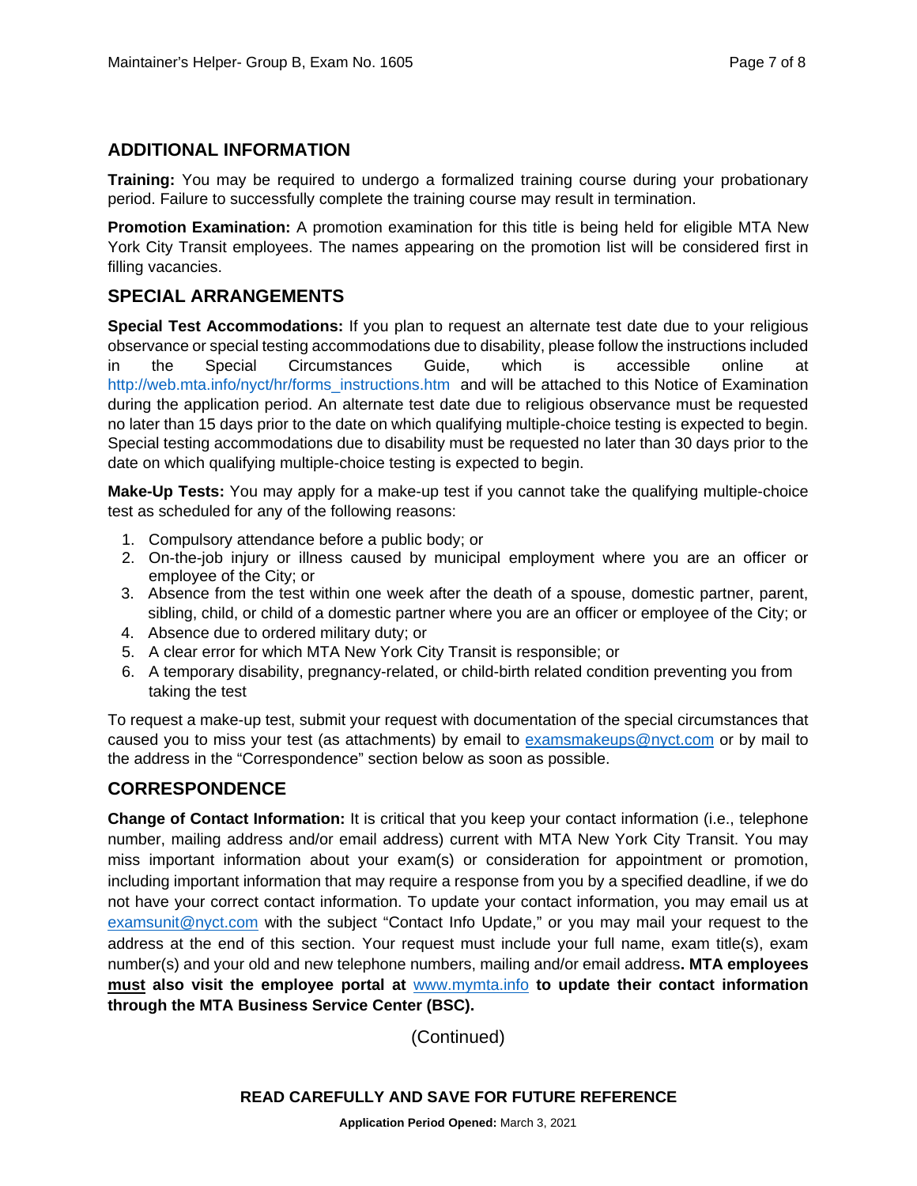## ADDITIONAL INFORMATION

**Training:** You may be required to undergo a formalized training course during your probationary period. Failure to successfully complete the training course may result in termination.

**Promotion Examination:** A promotion examination for this title is being held for eligible MTA New York City Transit employees. The names appearing on the promotion list will be considered first in filling vacancies.

## SPECIAL ARRANGEMENTS

**Special Test Accommodations:** If you plan to request an alternate test date due to your religious observance or special testing accommodations due to disability, please follow the instructions included in the Special Circumstances Guide, which is accessible online at http://web.mta.info/nyct/hr/forms_instructions.htm and will be attached to this Notice of Examination during the application period. An alternate test date due to religious observance must be requested no later than 15 days prior to the date on which qualifying multiple-choice testing is expected to begin. Special testing accommodations due to disability must be requested no later than 30 days prior to the date on which qualifying multiple-choice testing is expected to begin.

**Make-Up Tests:** You may apply for a make-up test if you cannot take the qualifying multiple-choice test as scheduled for any of the following reasons:

1. Compulsory attendance before a public body; or
2. On-the-job injury or illness caused by municipal employment where you are an officer or employee of the City; or
3. Absence from the test within one week after the death of a spouse, domestic partner, parent, sibling, child, or child of a domestic partner where you are an officer or employee of the City; or
4. Absence due to ordered military duty; or
5. A clear error for which MTA New York City Transit is responsible; or
6. A temporary disability, pregnancy-related, or child-birth related condition preventing you from taking the test

To request a make-up test, submit your request with documentation of the special circumstances that caused you to miss your test (as attachments) by email to examsmakeups@nyct.com or by mail to the address in the "Correspondence" section below as soon as possible.

## CORRESPONDENCE

**Change of Contact Information:** It is critical that you keep your contact information (i.e., telephone number, mailing address and/or email address) current with MTA New York City Transit. You may miss important information about your exam(s) or consideration for appointment or promotion, including important information that may require a response from you by a specified deadline, if we do not have your correct contact information. To update your contact information, you may email us at examsunit@nyct.com with the subject "Contact Info Update," or you may mail your request to the address at the end of this section. Your request must include your full name, exam title(s), exam number(s) and your old and new telephone numbers, mailing and/or email address**.** **MTA employees <u>must</u> also visit the employee portal at** www.mymta.info **to update their contact information through the MTA Business Service Center (BSC).**

(Continued)

**READ CAREFULLY AND SAVE FOR FUTURE REFERENCE**

**Application Period Opened:** March 3, 2021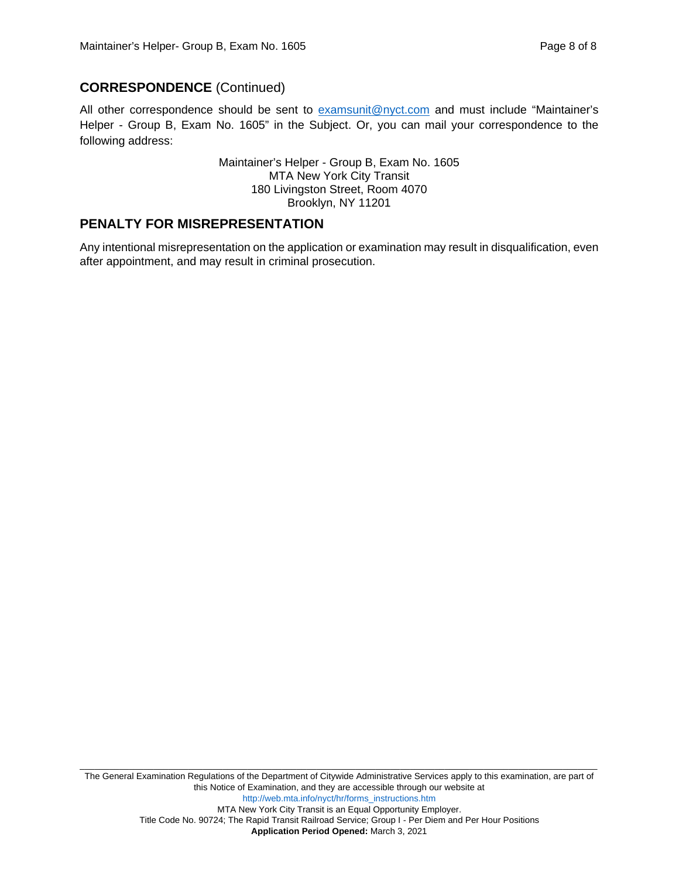## CORRESPONDENCE (Continued)

All other correspondence should be sent to examsunit@nyct.com and must include "Maintainer's Helper - Group B, Exam No. 1605" in the Subject. Or, you can mail your correspondence to the following address:

Maintainer's Helper - Group B, Exam No. 1605
MTA New York City Transit
180 Livingston Street, Room 4070
Brooklyn, NY 11201

## PENALTY FOR MISREPRESENTATION

Any intentional misrepresentation on the application or examination may result in disqualification, even after appointment, and may result in criminal prosecution.

The General Examination Regulations of the Department of Citywide Administrative Services apply to this examination, are part of this Notice of Examination, and they are accessible through our website at http://web.mta.info/nyct/hr/forms_instructions.htm
MTA New York City Transit is an Equal Opportunity Employer.
Title Code No. 90724; The Rapid Transit Railroad Service; Group I - Per Diem and Per Hour Positions
**Application Period Opened:** March 3, 2021